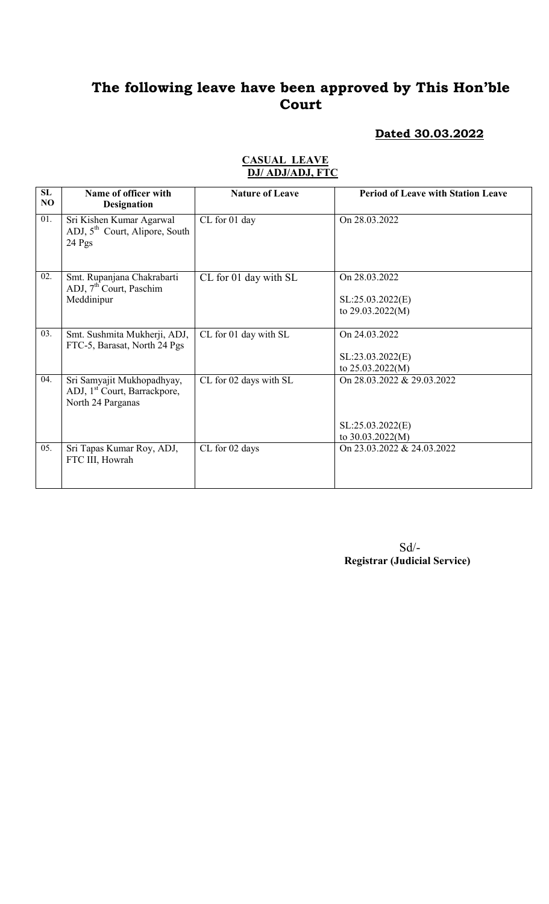# The following leave have been approved by This Hon'ble Court

**Dated 30.03.2022**

**CASUAL LEAVE**
**DJ/ ADJ/ADJ, FTC**

| SL NO | Name of officer with Designation | Nature of Leave | Period of Leave with Station Leave |
|---|---|---|---|
| 01. | Sri Kishen Kumar Agarwal ADJ, 5th Court, Alipore, South 24 Pgs | CL for 01 day | On 28.03.2022 |
| 02. | Smt. Rupanjana Chakrabarti ADJ, 7th Court, Paschim Meddinipur | CL for 01 day with SL | On 28.03.2022<br><br>SL:25.03.2022(E) to 29.03.2022(M) |
| 03. | Smt. Sushmita Mukherji, ADJ, FTC-5, Barasat, North 24 Pgs | CL for 01 day with SL | On 24.03.2022<br><br>SL:23.03.2022(E) to 25.03.2022(M) |
| 04. | Sri Samyajit Mukhopadhyay, ADJ, 1st Court, Barrackpore, North 24 Parganas | CL for 02 days with SL | On 28.03.2022 & 29.03.2022<br><br>SL:25.03.2022(E) to 30.03.2022(M) |
| 05. | Sri Tapas Kumar Roy, ADJ, FTC III, Howrah | CL for 02 days | On 23.03.2022 & 24.03.2022 |

Sd/-
**Registrar (Judicial Service)**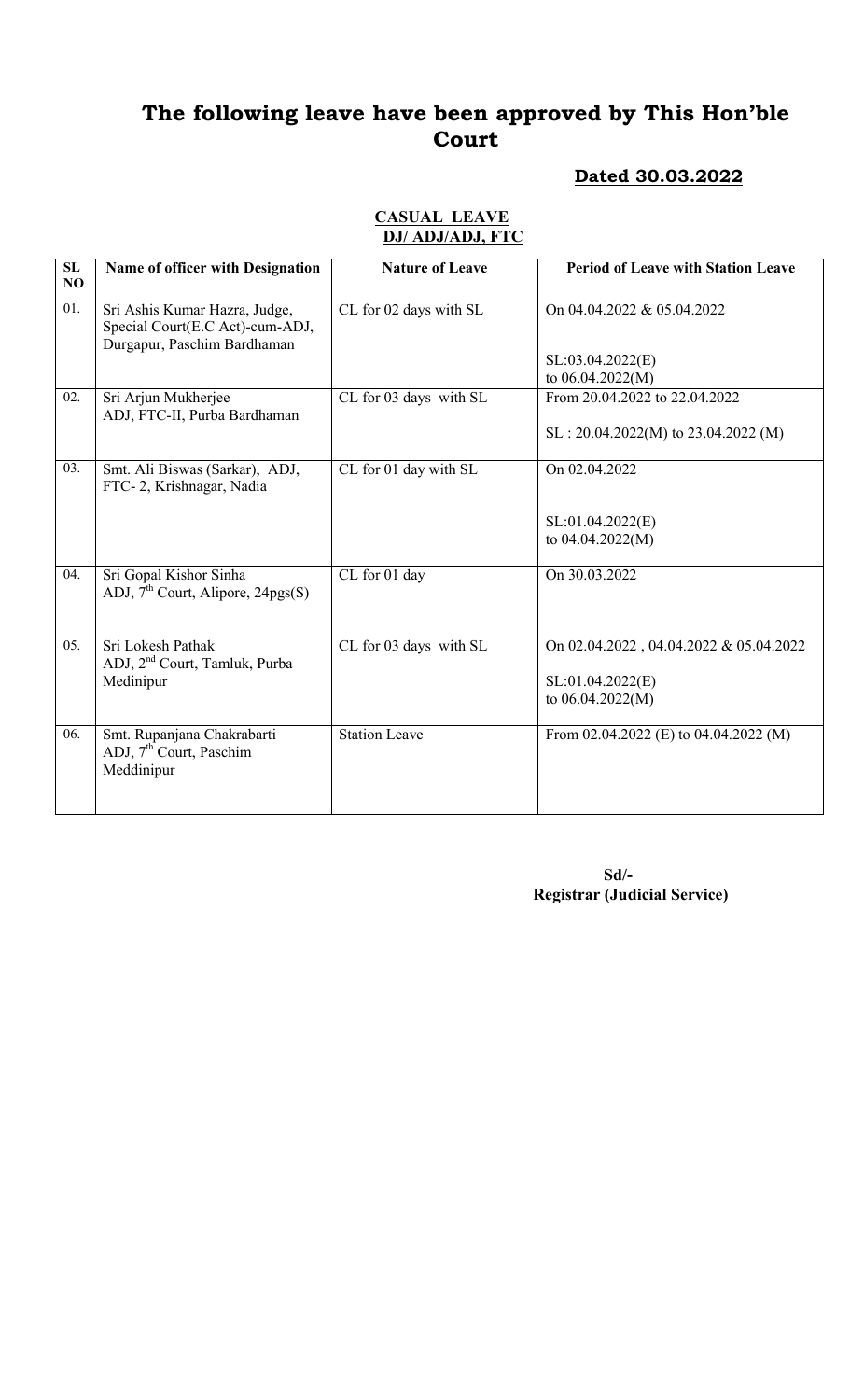# The following leave have been approved by This Hon'ble Court

**Dated 30.03.2022**

**CASUAL LEAVE**
**DJ/ ADJ/ADJ, FTC**

| SL NO | Name of officer with Designation | Nature of Leave | Period of Leave with Station Leave |
|---|---|---|---|
| 01. | Sri Ashis Kumar Hazra, Judge, Special Court(E.C Act)-cum-ADJ, Durgapur, Paschim Bardhaman | CL for 02 days with SL | On 04.04.2022 & 05.04.2022<br><br>SL:03.04.2022(E) to 06.04.2022(M) |
| 02. | Sri Arjun Mukherjee ADJ, FTC-II, Purba Bardhaman | CL for 03 days with SL | From 20.04.2022 to 22.04.2022<br><br>SL : 20.04.2022(M) to 23.04.2022 (M) |
| 03. | Smt. Ali Biswas (Sarkar), ADJ, FTC- 2, Krishnagar, Nadia | CL for 01 day with SL | On 02.04.2022<br><br>SL:01.04.2022(E) to 04.04.2022(M) |
| 04. | Sri Gopal Kishor Sinha ADJ, 7th Court, Alipore, 24pgs(S) | CL for 01 day | On 30.03.2022 |
| 05. | Sri Lokesh Pathak ADJ, 2nd Court, Tamluk, Purba Medinipur | CL for 03 days with SL | On 02.04.2022 , 04.04.2022 & 05.04.2022<br><br>SL:01.04.2022(E) to 06.04.2022(M) |
| 06. | Smt. Rupanjana Chakrabarti ADJ, 7th Court, Paschim Meddinipur | Station Leave | From 02.04.2022 (E) to 04.04.2022 (M) |

**Sd/-**
**Registrar (Judicial Service)**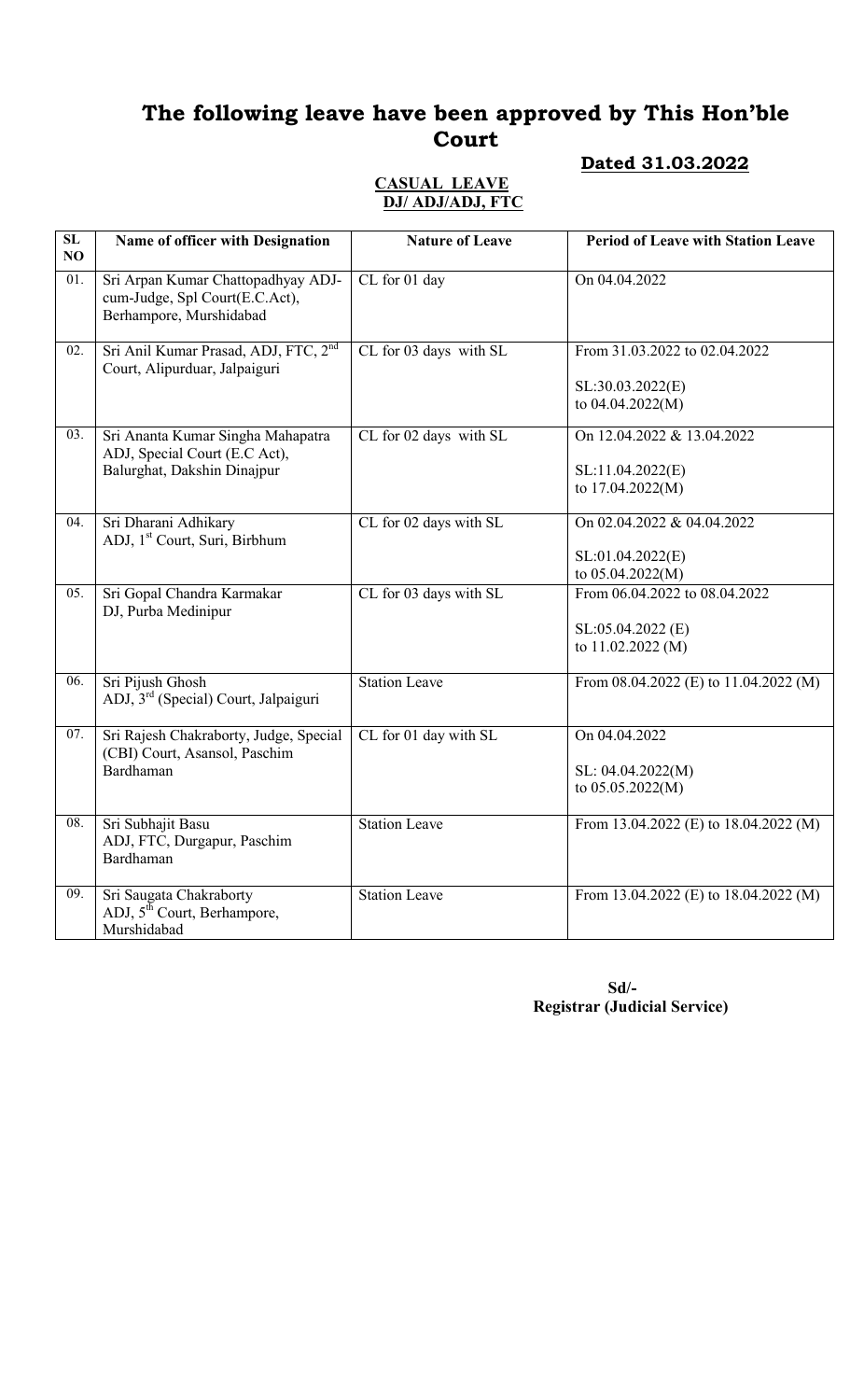# The following leave have been approved by This Hon'ble Court

**Dated 31.03.2022**

**CASUAL LEAVE**
**DJ/ ADJ/ADJ, FTC**

| SL NO | Name of officer with Designation | Nature of Leave | Period of Leave with Station Leave |
|---|---|---|---|
| 01. | Sri Arpan Kumar Chattopadhyay ADJ-cum-Judge, Spl Court(E.C.Act), Berhampore, Murshidabad | CL for 01 day | On 04.04.2022 |
| 02. | Sri Anil Kumar Prasad, ADJ, FTC, 2nd Court, Alipurduar, Jalpaiguri | CL for 03 days with SL | From 31.03.2022 to 02.04.2022<br><br>SL:30.03.2022(E) to 04.04.2022(M) |
| 03. | Sri Ananta Kumar Singha Mahapatra ADJ, Special Court (E.C Act), Balurghat, Dakshin Dinajpur | CL for 02 days with SL | On 12.04.2022 & 13.04.2022<br><br>SL:11.04.2022(E) to 17.04.2022(M) |
| 04. | Sri Dharani Adhikary ADJ, 1st Court, Suri, Birbhum | CL for 02 days with SL | On 02.04.2022 & 04.04.2022<br><br>SL:01.04.2022(E) to 05.04.2022(M) |
| 05. | Sri Gopal Chandra Karmakar DJ, Purba Medinipur | CL for 03 days with SL | From 06.04.2022 to 08.04.2022<br><br>SL:05.04.2022 (E) to 11.02.2022 (M) |
| 06. | Sri Pijush Ghosh ADJ, 3rd (Special) Court, Jalpaiguri | Station Leave | From 08.04.2022 (E) to 11.04.2022 (M) |
| 07. | Sri Rajesh Chakraborty, Judge, Special (CBI) Court, Asansol, Paschim Bardhaman | CL for 01 day with SL | On 04.04.2022<br><br>SL: 04.04.2022(M) to 05.05.2022(M) |
| 08. | Sri Subhajit Basu ADJ, FTC, Durgapur, Paschim Bardhaman | Station Leave | From 13.04.2022 (E) to 18.04.2022 (M) |
| 09. | Sri Saugata Chakraborty ADJ, 5th Court, Berhampore, Murshidabad | Station Leave | From 13.04.2022 (E) to 18.04.2022 (M) |

**Sd/-**
**Registrar (Judicial Service)**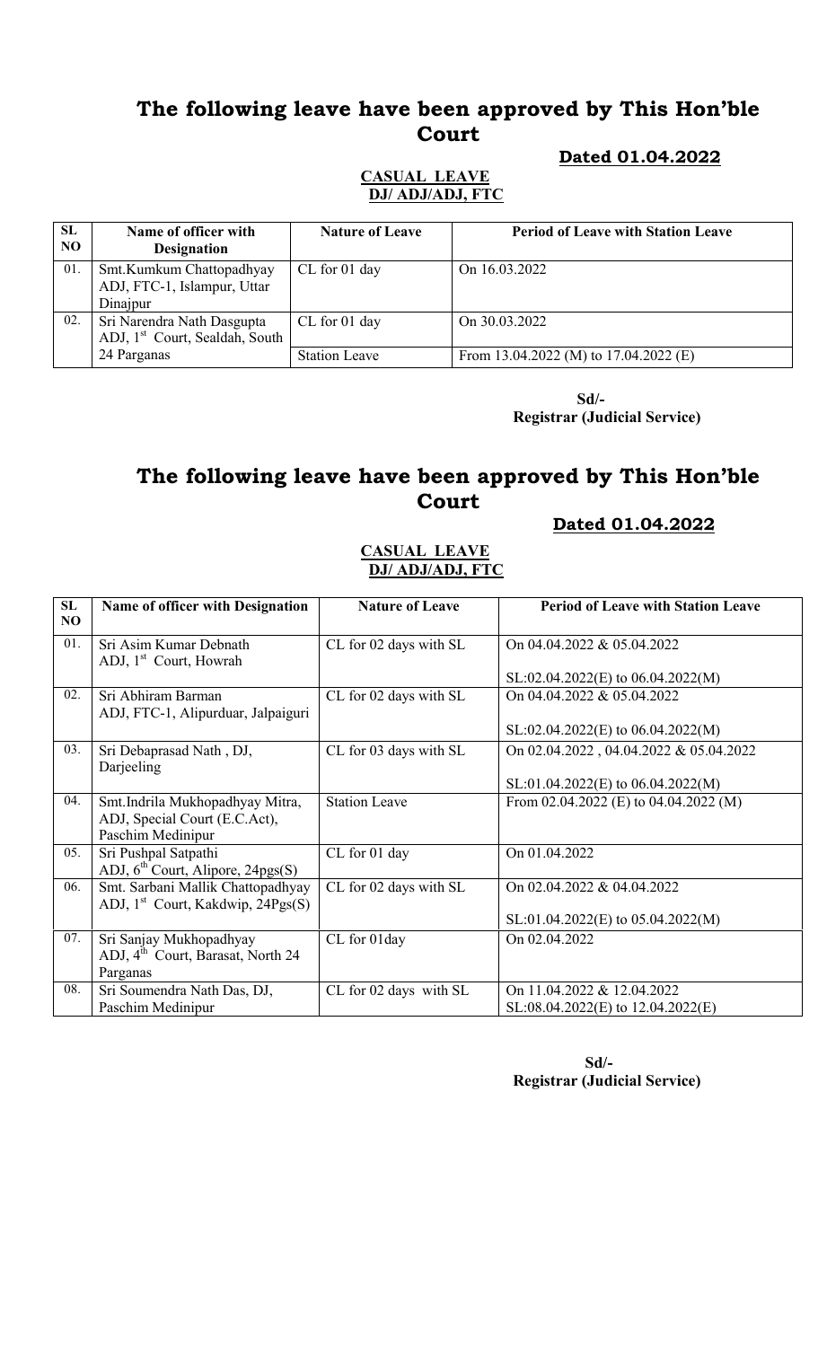# The following leave have been approved by This Hon'ble Court

**Dated 01.04.2022**

**CASUAL LEAVE**
**DJ/ ADJ/ADJ, FTC**

| SL NO | Name of officer with Designation | Nature of Leave | Period of Leave with Station Leave |
|---|---|---|---|
| 01. | Smt.Kumkum Chattopadhyay ADJ, FTC-1, Islampur, Uttar Dinajpur | CL for 01 day | On 16.03.2022 |
| 02. | Sri Narendra Nath Dasgupta ADJ, 1st Court, Sealdah, South 24 Parganas | CL for 01 day | On 30.03.2022 |
| | | Station Leave | From 13.04.2022 (M) to 17.04.2022 (E) |

**Sd/-**
**Registrar (Judicial Service)**

# The following leave have been approved by This Hon'ble Court

**Dated 01.04.2022**

**CASUAL LEAVE**
**DJ/ ADJ/ADJ, FTC**

| SL NO | Name of officer with Designation | Nature of Leave | Period of Leave with Station Leave |
|---|---|---|---|
| 01. | Sri Asim Kumar Debnath ADJ, 1st Court, Howrah | CL for 02 days with SL | On 04.04.2022 & 05.04.2022<br>SL:02.04.2022(E) to 06.04.2022(M) |
| 02. | Sri Abhiram Barman ADJ, FTC-1, Alipurduar, Jalpaiguri | CL for 02 days with SL | On 04.04.2022 & 05.04.2022<br>SL:02.04.2022(E) to 06.04.2022(M) |
| 03. | Sri Debaprasad Nath , DJ, Darjeeling | CL for 03 days with SL | On 02.04.2022 , 04.04.2022 & 05.04.2022<br>SL:01.04.2022(E) to 06.04.2022(M) |
| 04. | Smt.Indrila Mukhopadhyay Mitra, ADJ, Special Court (E.C.Act), Paschim Medinipur | Station Leave | From 02.04.2022 (E) to 04.04.2022 (M) |
| 05. | Sri Pushpal Satpathi ADJ, 6th Court, Alipore, 24pgs(S) | CL for 01 day | On 01.04.2022 |
| 06. | Smt. Sarbani Mallik Chattopadhyay ADJ, 1st Court, Kakdwip, 24Pgs(S) | CL for 02 days with SL | On 02.04.2022 & 04.04.2022<br>SL:01.04.2022(E) to 05.04.2022(M) |
| 07. | Sri Sanjay Mukhopadhyay ADJ, 4th Court, Barasat, North 24 Parganas | CL for 01day | On 02.04.2022 |
| 08. | Sri Soumendra Nath Das, DJ, Paschim Medinipur | CL for 02 days with SL | On 11.04.2022 & 12.04.2022<br>SL:08.04.2022(E) to 12.04.2022(E) |

**Sd/-**
**Registrar (Judicial Service)**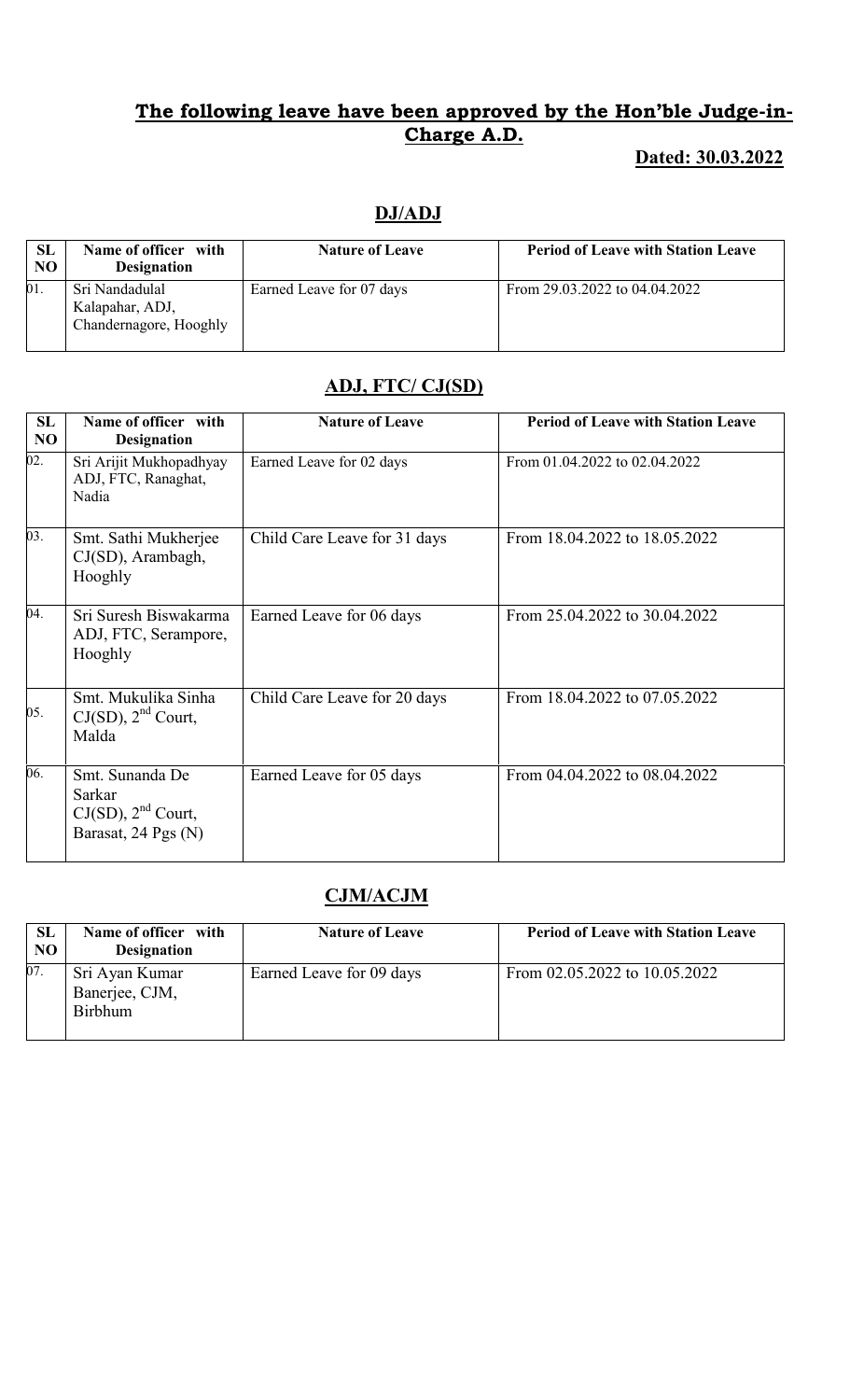## The following leave have been approved by the Hon'ble Judge-in-Charge A.D.

**Dated: 30.03.2022**

### DJ/ADJ

| SL NO | Name of officer with Designation | Nature of Leave | Period of Leave with Station Leave |
|---|---|---|---|
| 01. | Sri Nandadulal Kalapahar, ADJ, Chandernagore, Hooghly | Earned Leave for 07 days | From 29.03.2022 to 04.04.2022 |

### ADJ, FTC/ CJ(SD)

| SL NO | Name of officer with Designation | Nature of Leave | Period of Leave with Station Leave |
|---|---|---|---|
| 02. | Sri Arijit Mukhopadhyay ADJ, FTC, Ranaghat, Nadia | Earned Leave for 02 days | From 01.04.2022 to 02.04.2022 |
| 03. | Smt. Sathi Mukherjee CJ(SD), Arambagh, Hooghly | Child Care Leave for 31 days | From 18.04.2022 to 18.05.2022 |
| 04. | Sri Suresh Biswakarma ADJ, FTC, Serampore, Hooghly | Earned Leave for 06 days | From 25.04.2022 to 30.04.2022 |
| 05. | Smt. Mukulika Sinha CJ(SD), 2nd Court, Malda | Child Care Leave for 20 days | From 18.04.2022 to 07.05.2022 |
| 06. | Smt. Sunanda De Sarkar CJ(SD), 2nd Court, Barasat, 24 Pgs (N) | Earned Leave for 05 days | From 04.04.2022 to 08.04.2022 |

### CJM/ACJM

| SL NO | Name of officer with Designation | Nature of Leave | Period of Leave with Station Leave |
|---|---|---|---|
| 07. | Sri Ayan Kumar Banerjee, CJM, Birbhum | Earned Leave for 09 days | From 02.05.2022 to 10.05.2022 |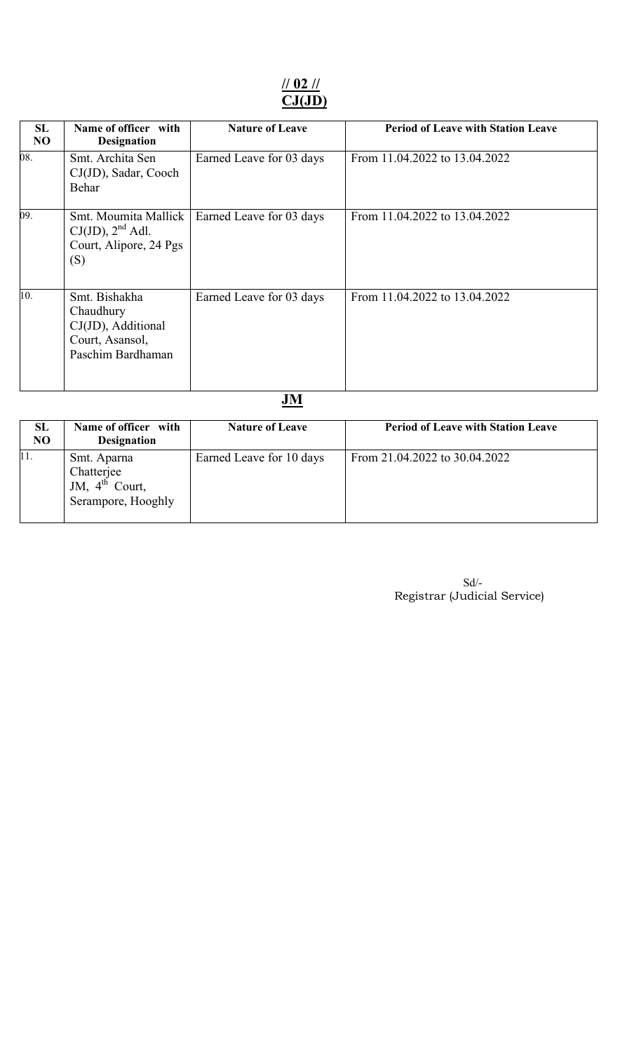**// 02 //**

**CJ(JD)**

| SL NO | Name of officer with Designation | Nature of Leave | Period of Leave with Station Leave |
|---|---|---|---|
| 08. | Smt. Archita Sen CJ(JD), Sadar, Cooch Behar | Earned Leave for 03 days | From 11.04.2022 to 13.04.2022 |
| 09. | Smt. Moumita Mallick CJ(JD), 2nd Adl. Court, Alipore, 24 Pgs (S) | Earned Leave for 03 days | From 11.04.2022 to 13.04.2022 |
| 10. | Smt. Bishakha Chaudhury CJ(JD), Additional Court, Asansol, Paschim Bardhaman | Earned Leave for 03 days | From 11.04.2022 to 13.04.2022 |

**JM**

| SL NO | Name of officer with Designation | Nature of Leave | Period of Leave with Station Leave |
|---|---|---|---|
| 11. | Smt. Aparna Chatterjee JM, 4th Court, Serampore, Hooghly | Earned Leave for 10 days | From 21.04.2022 to 30.04.2022 |

Sd/-
Registrar (Judicial Service)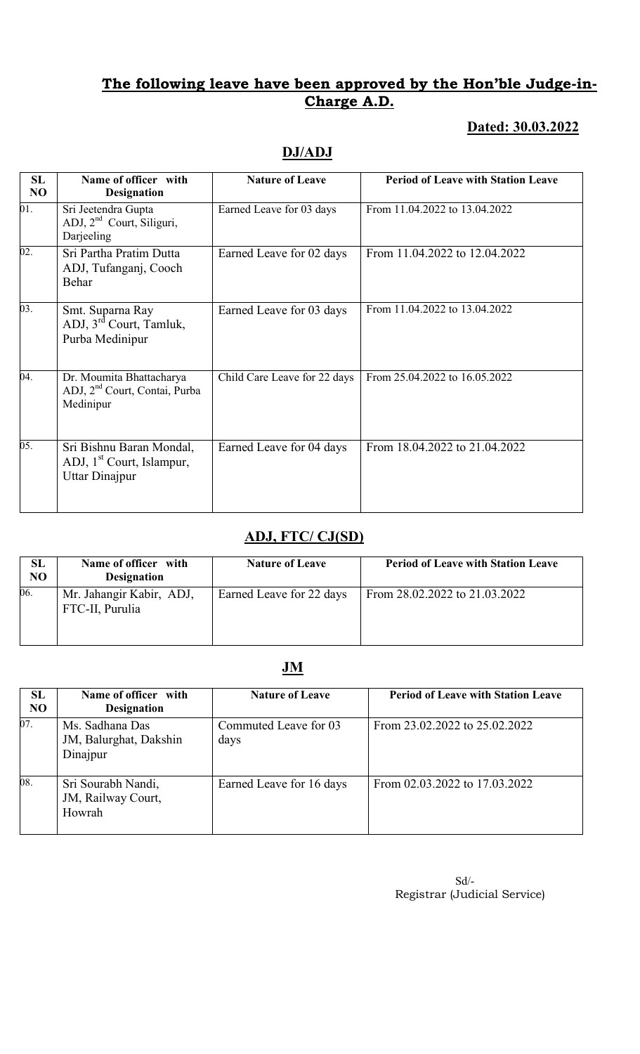## **The following leave have been approved by the Hon'ble Judge-in-Charge A.D.**

**Dated: 30.03.2022**

### **DJ/ADJ**

| SL NO | Name of officer with Designation | Nature of Leave | Period of Leave with Station Leave |
|---|---|---|---|
| 01. | Sri Jeetendra Gupta ADJ, 2nd Court, Siliguri, Darjeeling | Earned Leave for 03 days | From 11.04.2022 to 13.04.2022 |
| 02. | Sri Partha Pratim Dutta ADJ, Tufanganj, Cooch Behar | Earned Leave for 02 days | From 11.04.2022 to 12.04.2022 |
| 03. | Smt. Suparna Ray ADJ, 3rd Court, Tamluk, Purba Medinipur | Earned Leave for 03 days | From 11.04.2022 to 13.04.2022 |
| 04. | Dr. Moumita Bhattacharya ADJ, 2nd Court, Contai, Purba Medinipur | Child Care Leave for 22 days | From 25.04.2022 to 16.05.2022 |
| 05. | Sri Bishnu Baran Mondal, ADJ, 1st Court, Islampur, Uttar Dinajpur | Earned Leave for 04 days | From 18.04.2022 to 21.04.2022 |

### **ADJ, FTC/ CJ(SD)**

| SL NO | Name of officer with Designation | Nature of Leave | Period of Leave with Station Leave |
|---|---|---|---|
| 06. | Mr. Jahangir Kabir, ADJ, FTC-II, Purulia | Earned Leave for 22 days | From 28.02.2022 to 21.03.2022 |

### **JM**

| SL NO | Name of officer with Designation | Nature of Leave | Period of Leave with Station Leave |
|---|---|---|---|
| 07. | Ms. Sadhana Das JM, Balurghat, Dakshin Dinajpur | Commuted Leave for 03 days | From 23.02.2022 to 25.02.2022 |
| 08. | Sri Sourabh Nandi, JM, Railway Court, Howrah | Earned Leave for 16 days | From 02.03.2022 to 17.03.2022 |

Sd/-
Registrar (Judicial Service)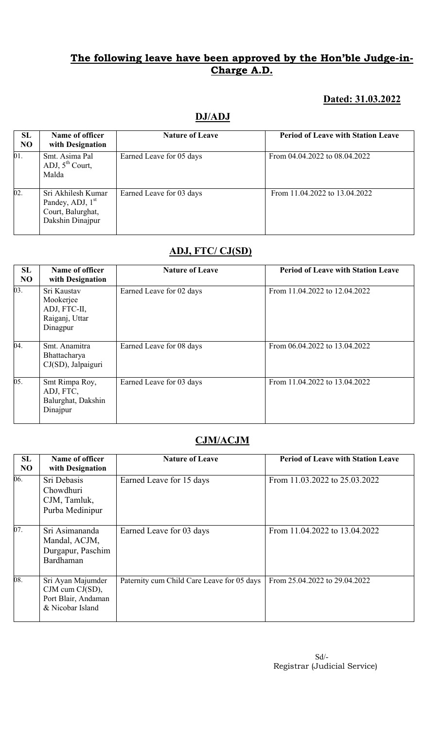## The following leave have been approved by the Hon'ble Judge-in-Charge A.D.

**Dated: 31.03.2022**

### DJ/ADJ

| SL NO | Name of officer with Designation | Nature of Leave | Period of Leave with Station Leave |
|---|---|---|---|
| 01. | Smt. Asima Pal ADJ, 5th Court, Malda | Earned Leave for 05 days | From 04.04.2022 to 08.04.2022 |
| 02. | Sri Akhilesh Kumar Pandey, ADJ, 1st Court, Balurghat, Dakshin Dinajpur | Earned Leave for 03 days | From 11.04.2022 to 13.04.2022 |

### ADJ, FTC/ CJ(SD)

| SL NO | Name of officer with Designation | Nature of Leave | Period of Leave with Station Leave |
|---|---|---|---|
| 03. | Sri Kaustav Mookerjee ADJ, FTC-II, Raiganj, Uttar Dinagpur | Earned Leave for 02 days | From 11.04.2022 to 12.04.2022 |
| 04. | Smt. Anamitra Bhattacharya CJ(SD), Jalpaiguri | Earned Leave for 08 days | From 06.04.2022 to 13.04.2022 |
| 05. | Smt Rimpa Roy, ADJ, FTC, Balurghat, Dakshin Dinajpur | Earned Leave for 03 days | From 11.04.2022 to 13.04.2022 |

### CJM/ACJM

| SL NO | Name of officer with Designation | Nature of Leave | Period of Leave with Station Leave |
|---|---|---|---|
| 06. | Sri Debasis Chowdhuri CJM, Tamluk, Purba Medinipur | Earned Leave for 15 days | From 11.03.2022 to 25.03.2022 |
| 07. | Sri Asimananda Mandal, ACJM, Durgapur, Paschim Bardhaman | Earned Leave for 03 days | From 11.04.2022 to 13.04.2022 |
| 08. | Sri Ayan Majumder CJM cum CJ(SD), Port Blair, Andaman & Nicobar Island | Paternity cum Child Care Leave for 05 days | From 25.04.2022 to 29.04.2022 |

Sd/-
Registrar (Judicial Service)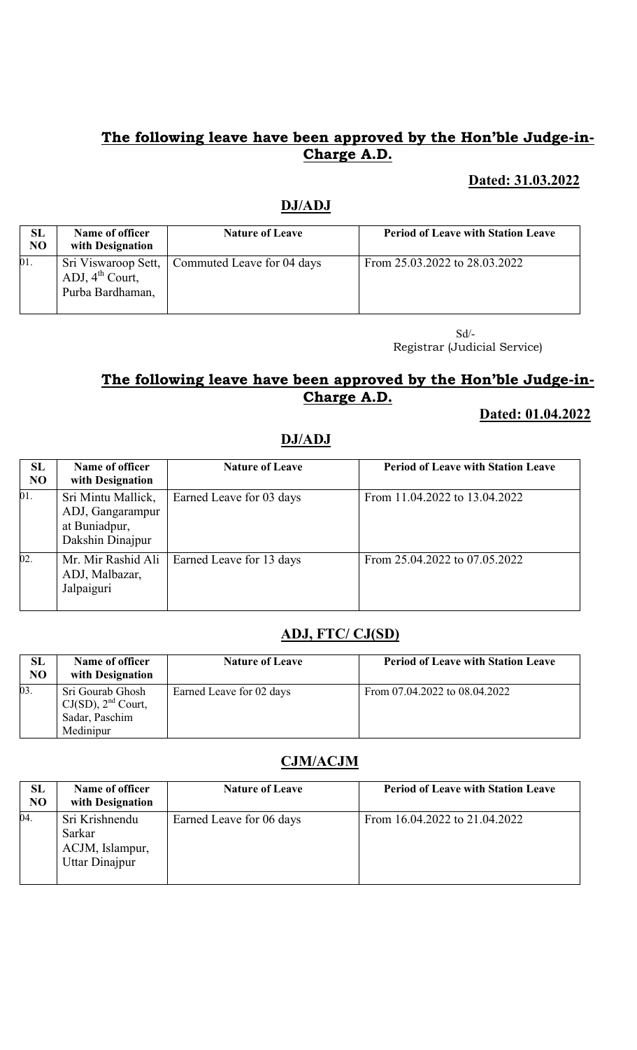## The following leave have been approved by the Hon'ble Judge-in-Charge A.D.

**Dated: 31.03.2022**

### DJ/ADJ

| SL NO | Name of officer with Designation | Nature of Leave | Period of Leave with Station Leave |
|---|---|---|---|
| 01. | Sri Viswaroop Sett, ADJ, 4th Court, Purba Bardhaman, | Commuted Leave for 04 days | From 25.03.2022 to 28.03.2022 |

Sd/-
Registrar (Judicial Service)

## The following leave have been approved by the Hon'ble Judge-in-Charge A.D.

**Dated: 01.04.2022**

### DJ/ADJ

| SL NO | Name of officer with Designation | Nature of Leave | Period of Leave with Station Leave |
|---|---|---|---|
| 01. | Sri Mintu Mallick, ADJ, Gangarampur at Buniadpur, Dakshin Dinajpur | Earned Leave for 03 days | From 11.04.2022 to 13.04.2022 |
| 02. | Mr. Mir Rashid Ali ADJ, Malbazar, Jalpaiguri | Earned Leave for 13 days | From 25.04.2022 to 07.05.2022 |

### ADJ, FTC/ CJ(SD)

| SL NO | Name of officer with Designation | Nature of Leave | Period of Leave with Station Leave |
|---|---|---|---|
| 03. | Sri Gourab Ghosh CJ(SD), 2nd Court, Sadar, Paschim Medinipur | Earned Leave for 02 days | From 07.04.2022 to 08.04.2022 |

### CJM/ACJM

| SL NO | Name of officer with Designation | Nature of Leave | Period of Leave with Station Leave |
|---|---|---|---|
| 04. | Sri Krishnendu Sarkar ACJM, Islampur, Uttar Dinajpur | Earned Leave for 06 days | From 16.04.2022 to 21.04.2022 |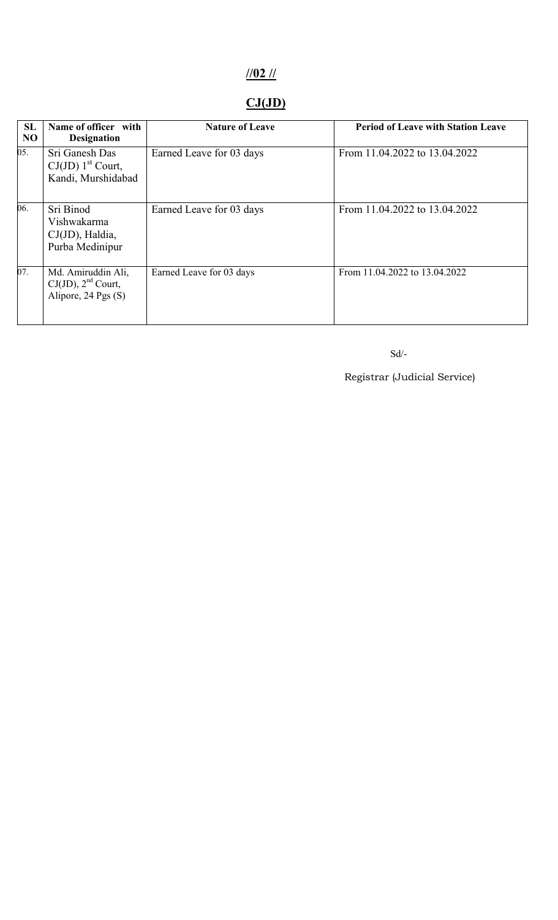**//02 //**

## CJ(JD)

| SL NO | Name of officer with Designation | Nature of Leave | Period of Leave with Station Leave |
|---|---|---|---|
| 05. | Sri Ganesh Das CJ(JD) 1st Court, Kandi, Murshidabad | Earned Leave for 03 days | From 11.04.2022 to 13.04.2022 |
| 06. | Sri Binod Vishwakarma CJ(JD), Haldia, Purba Medinipur | Earned Leave for 03 days | From 11.04.2022 to 13.04.2022 |
| 07. | Md. Amiruddin Ali, CJ(JD), 2nd Court, Alipore, 24 Pgs (S) | Earned Leave for 03 days | From 11.04.2022 to 13.04.2022 |

Sd/-

Registrar (Judicial Service)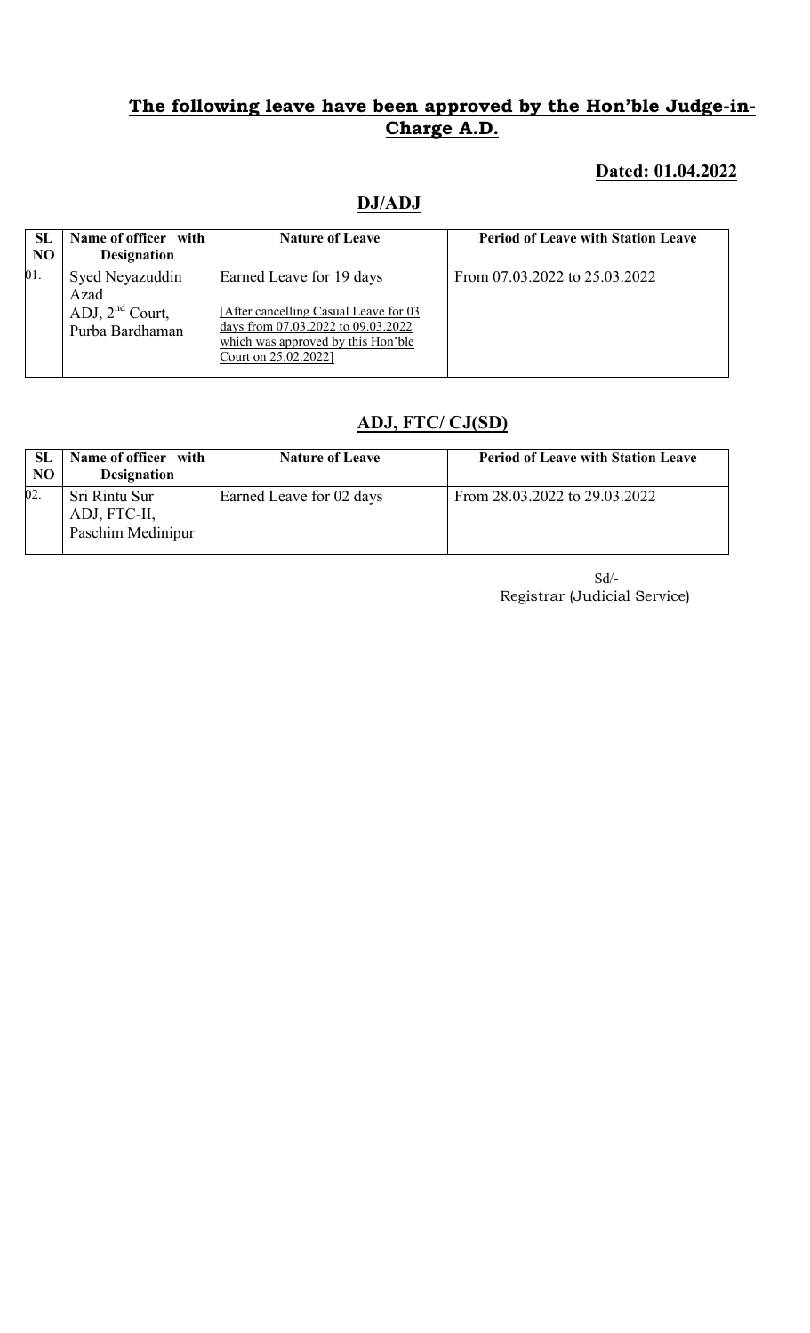## **The following leave have been approved by the Hon'ble Judge-in-Charge A.D.**

**Dated: 01.04.2022**

### **DJ/ADJ**

| SL NO | Name of officer with Designation | Nature of Leave | Period of Leave with Station Leave |
|---|---|---|---|
| 01. | Syed Neyazuddin Azad ADJ, 2nd Court, Purba Bardhaman | Earned Leave for 19 days [After cancelling Casual Leave for 03 days from 07.03.2022 to 09.03.2022 which was approved by this Hon'ble Court on 25.02.2022] | From 07.03.2022 to 25.03.2022 |

### **ADJ, FTC/ CJ(SD)**

| SL NO | Name of officer with Designation | Nature of Leave | Period of Leave with Station Leave |
|---|---|---|---|
| 02. | Sri Rintu Sur ADJ, FTC-II, Paschim Medinipur | Earned Leave for 02 days | From 28.03.2022 to 29.03.2022 |

Sd/-
Registrar (Judicial Service)